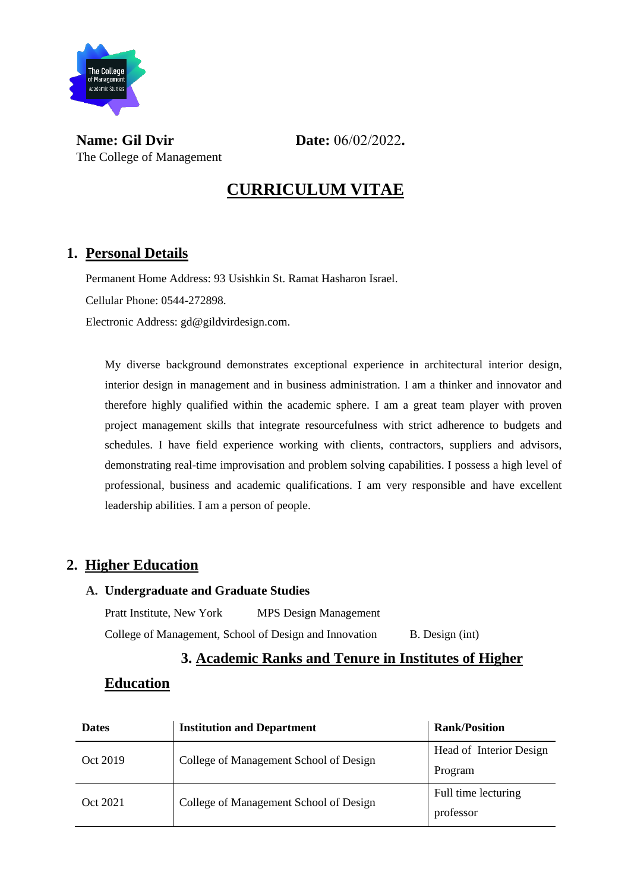**Name: Gil Dvir** **Date:** 06/02/2022.

The College of Management

# CURRICULUM VITAE

## 1. Personal Details

Permanent Home Address: 93 Usishkin St. Ramat Hasharon Israel.

Cellular Phone: 0544-272898.

Electronic Address: gd@gildvirdesign.com.

My diverse background demonstrates exceptional experience in architectural interior design, interior design in management and in business administration. I am a thinker and innovator and therefore highly qualified within the academic sphere. I am a great team player with proven project management skills that integrate resourcefulness with strict adherence to budgets and schedules. I have field experience working with clients, contractors, suppliers and advisors, demonstrating real-time improvisation and problem solving capabilities. I possess a high level of professional, business and academic qualifications. I am very responsible and have excellent leadership abilities. I am a person of people.

## 2. Higher Education

### A. Undergraduate and Graduate Studies

Pratt Institute, New York — MPS Design Management

College of Management, School of Design and Innovation — B. Design (int)

## 3. Academic Ranks and Tenure in Institutes of Higher Education

| Dates | Institution and Department | Rank/Position |
|---|---|---|
| Oct 2019 | College of Management School of Design | Head of Interior Design Program |
| Oct 2021 | College of Management School of Design | Full time lecturing professor |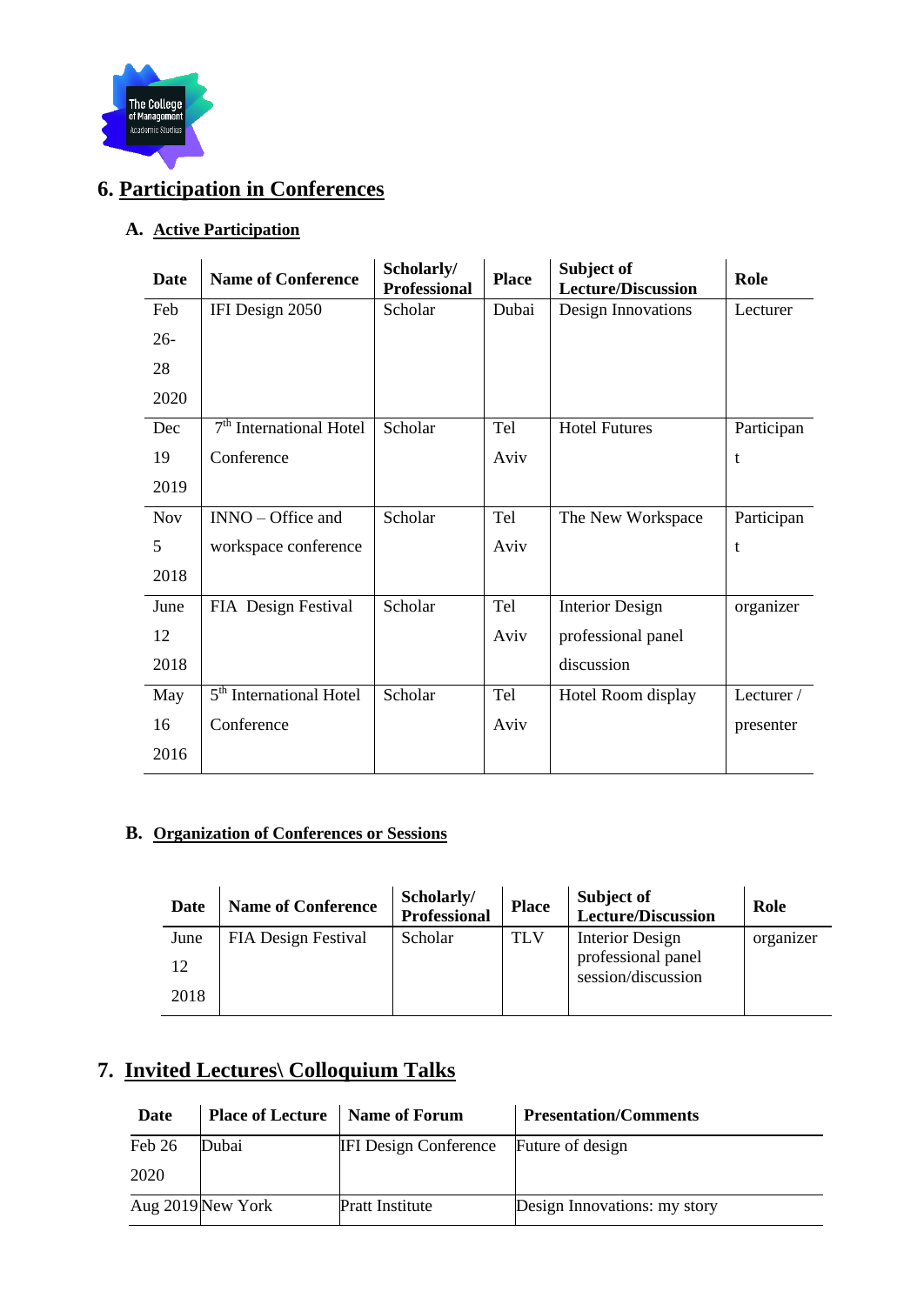## 6. Participation in Conferences

### A. Active Participation

| Date | Name of Conference | Scholarly/ Professional | Place | Subject of Lecture/Discussion | Role |
|---|---|---|---|---|---|
| Feb 26-28 2020 | IFI Design 2050 | Scholar | Dubai | Design Innovations | Lecturer |
| Dec 19 2019 | 7th International Hotel Conference | Scholar | Tel Aviv | Hotel Futures | Participant |
| Nov 5 2018 | INNO – Office and workspace conference | Scholar | Tel Aviv | The New Workspace | Participant |
| June 12 2018 | FIA Design Festival | Scholar | Tel Aviv | Interior Design professional panel discussion | organizer |
| May 16 2016 | 5th International Hotel Conference | Scholar | Tel Aviv | Hotel Room display | Lecturer / presenter |

### B. Organization of Conferences or Sessions

| Date | Name of Conference | Scholarly/ Professional | Place | Subject of Lecture/Discussion | Role |
|---|---|---|---|---|---|
| June 12 2018 | FIA Design Festival | Scholar | TLV | Interior Design professional panel session/discussion | organizer |

## 7. Invited Lectures\ Colloquium Talks

| Date | Place of Lecture | Name of Forum | Presentation/Comments |
|---|---|---|---|
| Feb 26 2020 | Dubai | IFI Design Conference | Future of design |
| Aug 2019 | New York | Pratt Institute | Design Innovations: my story |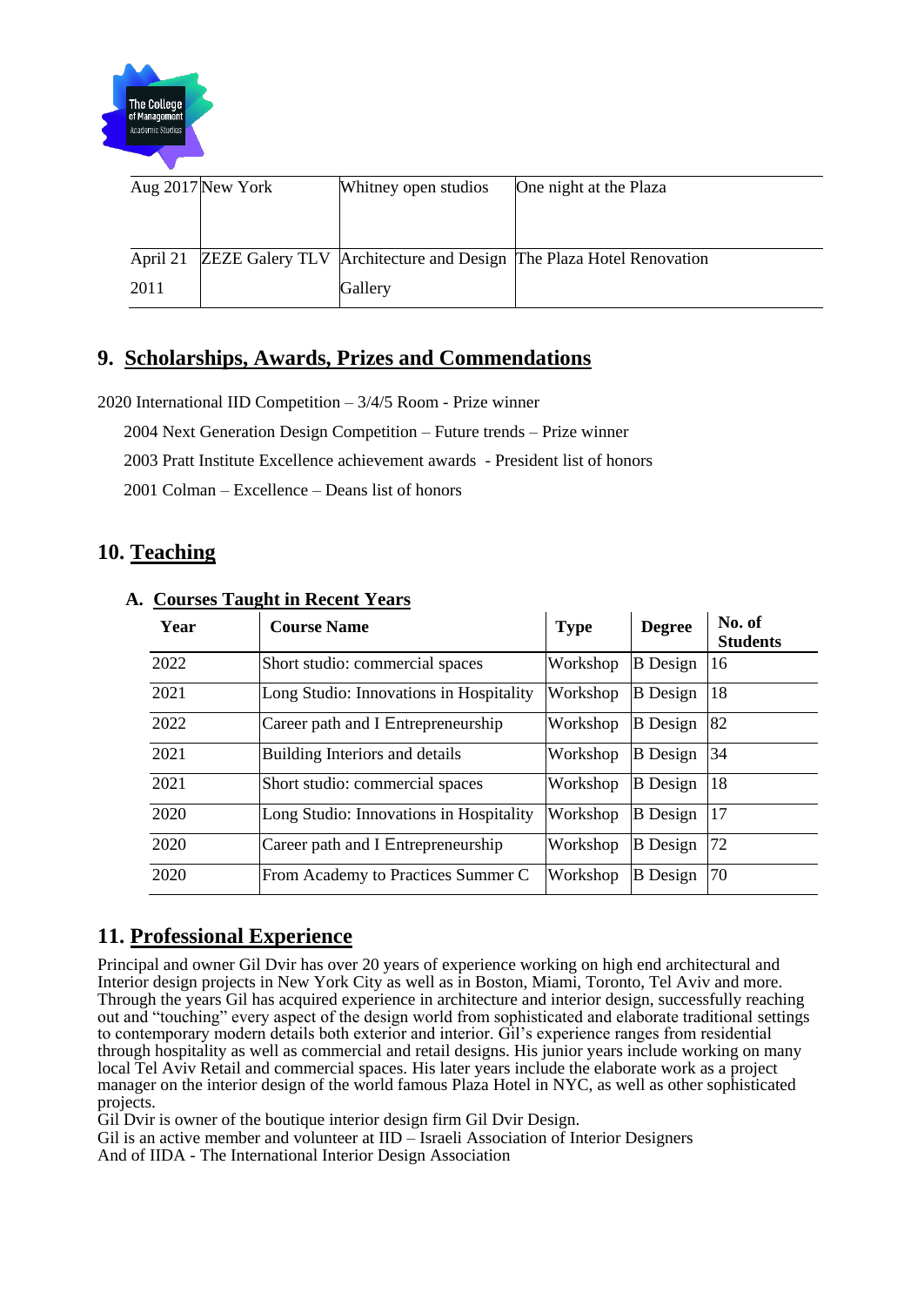| | | | |
|---|---|---|---|
| Aug 2017 | New York | Whitney open studios | One night at the Plaza |
| April 21 2011 | ZEZE Galery TLV | Architecture and Design Gallery | The Plaza Hotel Renovation |

## 9. Scholarships, Awards, Prizes and Commendations

2020 International IID Competition – 3/4/5 Room - Prize winner

2004 Next Generation Design Competition – Future trends – Prize winner

2003 Pratt Institute Excellence achievement awards - President list of honors

2001 Colman – Excellence – Deans list of honors

## 10. Teaching

### A. Courses Taught in Recent Years

| Year | Course Name | Type | Degree | No. of Students |
|---|---|---|---|---|
| 2022 | Short studio: commercial spaces | Workshop | B Design | 16 |
| 2021 | Long Studio: Innovations in Hospitality | Workshop | B Design | 18 |
| 2022 | Career path and I Entrepreneurship | Workshop | B Design | 82 |
| 2021 | Building Interiors and details | Workshop | B Design | 34 |
| 2021 | Short studio: commercial spaces | Workshop | B Design | 18 |
| 2020 | Long Studio: Innovations in Hospitality | Workshop | B Design | 17 |
| 2020 | Career path and I Entrepreneurship | Workshop | B Design | 72 |
| 2020 | From Academy to Practices Summer C | Workshop | B Design | 70 |

## 11. Professional Experience

Principal and owner Gil Dvir has over 20 years of experience working on high end architectural and Interior design projects in New York City as well as in Boston, Miami, Toronto, Tel Aviv and more. Through the years Gil has acquired experience in architecture and interior design, successfully reaching out and "touching" every aspect of the design world from sophisticated and elaborate traditional settings to contemporary modern details both exterior and interior. Gil's experience ranges from residential through hospitality as well as commercial and retail designs. His junior years include working on many local Tel Aviv Retail and commercial spaces. His later years include the elaborate work as a project manager on the interior design of the world famous Plaza Hotel in NYC, as well as other sophisticated projects.

Gil Dvir is owner of the boutique interior design firm Gil Dvir Design.

Gil is an active member and volunteer at IID – Israeli Association of Interior Designers

And of IIDA - The International Interior Design Association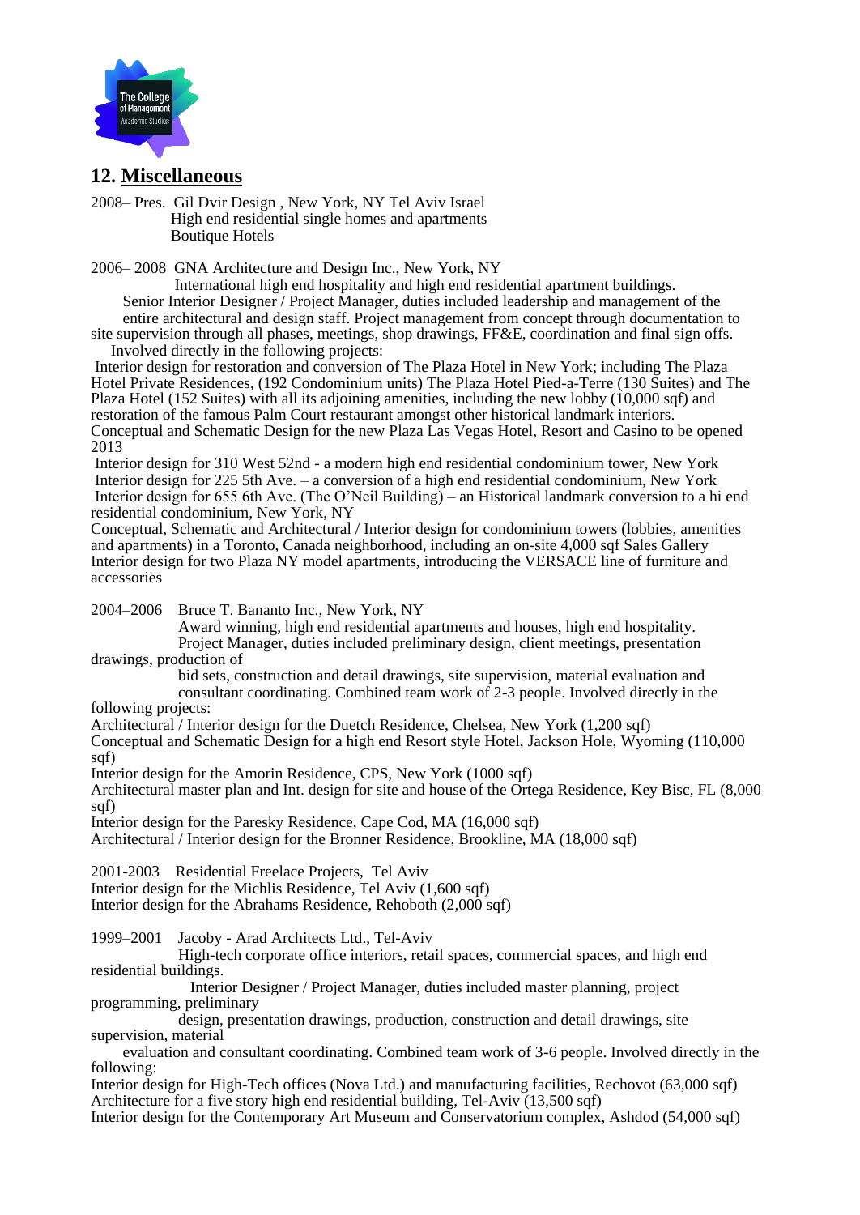## 12. Miscellaneous

2008– Pres. Gil Dvir Design , New York, NY Tel Aviv Israel
High end residential single homes and apartments
Boutique Hotels

2006– 2008 GNA Architecture and Design Inc., New York, NY
International high end hospitality and high end residential apartment buildings.
Senior Interior Designer / Project Manager, duties included leadership and management of the entire architectural and design staff. Project management from concept through documentation to site supervision through all phases, meetings, shop drawings, FF&E, coordination and final sign offs.
Involved directly in the following projects:
Interior design for restoration and conversion of The Plaza Hotel in New York; including The Plaza Hotel Private Residences, (192 Condominium units) The Plaza Hotel Pied-a-Terre (130 Suites) and The Plaza Hotel (152 Suites) with all its adjoining amenities, including the new lobby (10,000 sqf) and restoration of the famous Palm Court restaurant amongst other historical landmark interiors.
Conceptual and Schematic Design for the new Plaza Las Vegas Hotel, Resort and Casino to be opened 2013
Interior design for 310 West 52nd - a modern high end residential condominium tower, New York
Interior design for 225 5th Ave. – a conversion of a high end residential condominium, New York
Interior design for 655 6th Ave. (The O'Neil Building) – an Historical landmark conversion to a hi end residential condominium, New York, NY
Conceptual, Schematic and Architectural / Interior design for condominium towers (lobbies, amenities and apartments) in a Toronto, Canada neighborhood, including an on-site 4,000 sqf Sales Gallery
Interior design for two Plaza NY model apartments, introducing the VERSACE line of furniture and accessories

2004–2006 Bruce T. Bananto Inc., New York, NY
Award winning, high end residential apartments and houses, high end hospitality.
Project Manager, duties included preliminary design, client meetings, presentation drawings, production of bid sets, construction and detail drawings, site supervision, material evaluation and consultant coordinating. Combined team work of 2-3 people. Involved directly in the following projects:
Architectural / Interior design for the Duetch Residence, Chelsea, New York (1,200 sqf)
Conceptual and Schematic Design for a high end Resort style Hotel, Jackson Hole, Wyoming (110,000 sqf)
Interior design for the Amorin Residence, CPS, New York (1000 sqf)
Architectural master plan and Int. design for site and house of the Ortega Residence, Key Bisc, FL (8,000 sqf)
Interior design for the Paresky Residence, Cape Cod, MA (16,000 sqf)
Architectural / Interior design for the Bronner Residence, Brookline, MA (18,000 sqf)

2001-2003 Residential Freelace Projects, Tel Aviv
Interior design for the Michlis Residence, Tel Aviv (1,600 sqf)
Interior design for the Abrahams Residence, Rehoboth (2,000 sqf)

1999–2001 Jacoby - Arad Architects Ltd., Tel-Aviv
High-tech corporate office interiors, retail spaces, commercial spaces, and high end residential buildings.
Interior Designer / Project Manager, duties included master planning, project programming, preliminary design, presentation drawings, production, construction and detail drawings, site supervision, material evaluation and consultant coordinating. Combined team work of 3-6 people. Involved directly in the following:
Interior design for High-Tech offices (Nova Ltd.) and manufacturing facilities, Rechovot (63,000 sqf)
Architecture for a five story high end residential building, Tel-Aviv (13,500 sqf)
Interior design for the Contemporary Art Museum and Conservatorium complex, Ashdod (54,000 sqf)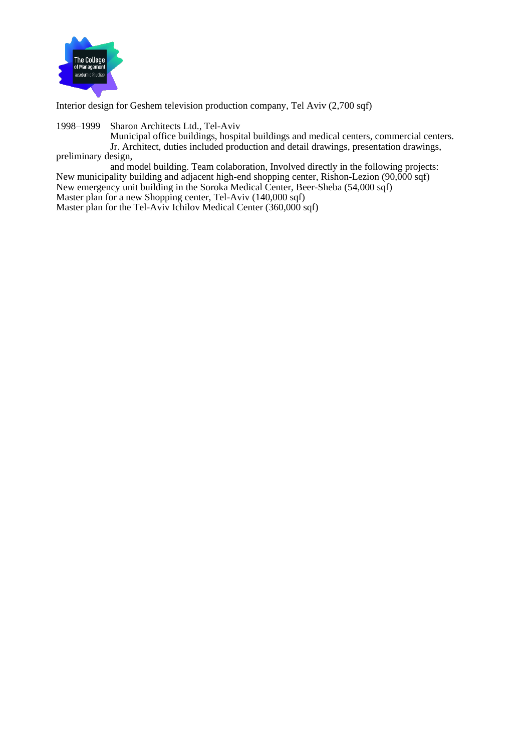Interior design for Geshem television production company, Tel Aviv (2,700 sqf)

1998–1999 Sharon Architects Ltd., Tel-Aviv

Municipal office buildings, hospital buildings and medical centers, commercial centers.

Jr. Architect, duties included production and detail drawings, presentation drawings, preliminary design,

and model building. Team colaboration, Involved directly in the following projects:

New municipality building and adjacent high-end shopping center, Rishon-Lezion (90,000 sqf)

New emergency unit building in the Soroka Medical Center, Beer-Sheba (54,000 sqf)

Master plan for a new Shopping center, Tel-Aviv (140,000 sqf)

Master plan for the Tel-Aviv Ichilov Medical Center (360,000 sqf)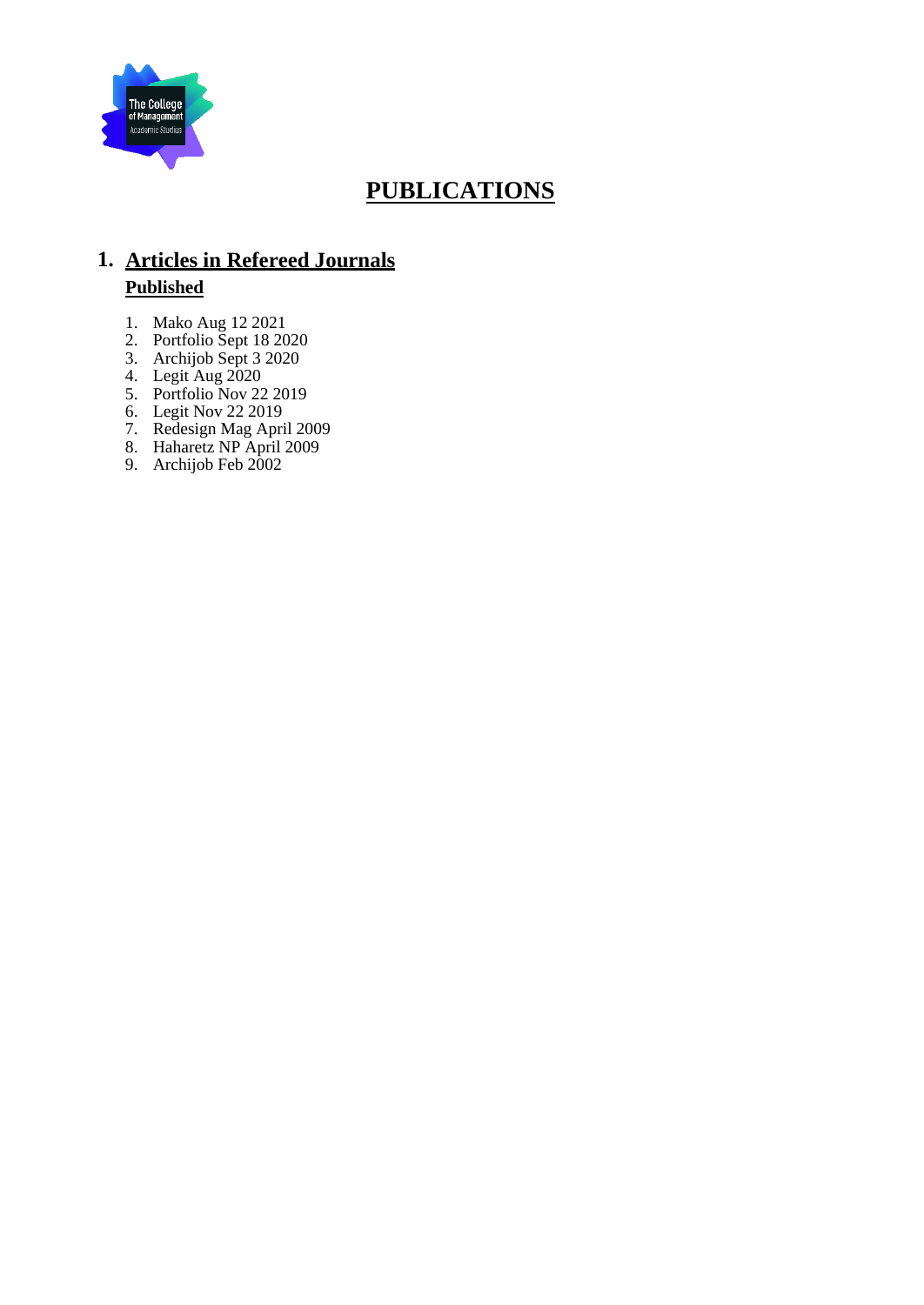# PUBLICATIONS

## 1. Articles in Refereed Journals

### Published

1. Mako Aug 12 2021
2. Portfolio Sept 18 2020
3. Archijob Sept 3 2020
4. Legit Aug 2020
5. Portfolio Nov 22 2019
6. Legit Nov 22 2019
7. Redesign Mag April 2009
8. Haharetz NP April 2009
9. Archijob Feb 2002